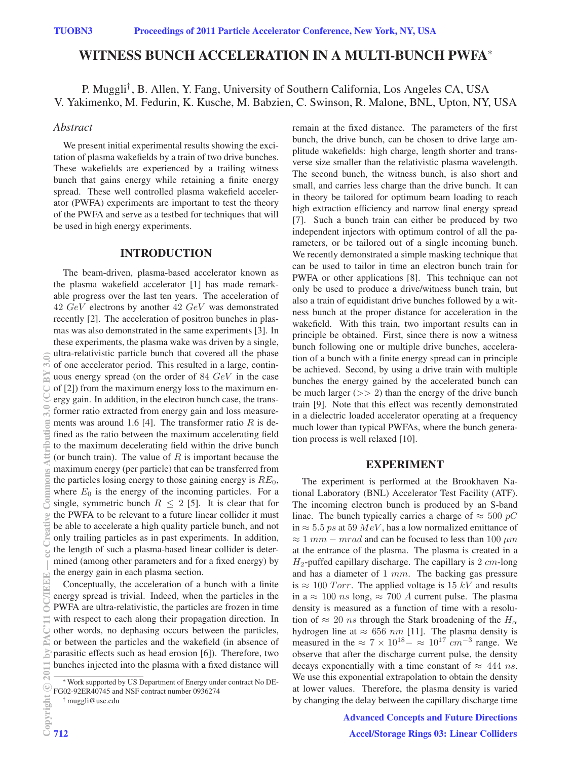# WITNESS BUNCH ACCELERATION IN A MULTI-BUNCH PWFA*

P. Muggli†, B. Allen, Y. Fang, University of Southern California, Los Angeles CA, USA
V. Yakimenko, M. Fedurin, K. Kusche, M. Babzien, C. Swinson, R. Malone, BNL, Upton, NY, USA

## Abstract

We present initial experimental results showing the excitation of plasma wakefields by a train of two drive bunches. These wakefields are experienced by a trailing witness bunch that gains energy while retaining a finite energy spread. These well controlled plasma wakefield accelerator (PWFA) experiments are important to test the theory of the PWFA and serve as a testbed for techniques that will be used in high energy experiments.

## INTRODUCTION

The beam-driven, plasma-based accelerator known as the plasma wakefield accelerator [1] has made remarkable progress over the last ten years. The acceleration of $42\ GeV$ electrons by another $42\ GeV$ was demonstrated recently [2]. The acceleration of positron bunches in plasmas was also demonstrated in the same experiments [3]. In these experiments, the plasma wake was driven by a single, ultra-relativistic particle bunch that covered all the phase of one accelerator period. This resulted in a large, continuous energy spread (on the order of $84\ GeV$ in the case of [2]) from the maximum energy loss to the maximum energy gain. In addition, in the electron bunch case, the transformer ratio extracted from energy gain and loss measurements was around 1.6 [4]. The transformer ratio $R$ is defined as the ratio between the maximum accelerating field to the maximum decelerating field within the drive bunch (or bunch train). The value of $R$ is important because the maximum energy (per particle) that can be transferred from the particles losing energy to those gaining energy is $RE_0$, where $E_0$ is the energy of the incoming particles. For a single, symmetric bunch $R \leq 2$ [5]. It is clear that for the PWFA to be relevant to a future linear collider it must be able to accelerate a high quality particle bunch, and not only trailing particles as in past experiments. In addition, the length of such a plasma-based linear collider is determined (among other parameters and for a fixed energy) by the energy gain in each plasma section.

Conceptually, the acceleration of a bunch with a finite energy spread is trivial. Indeed, when the particles in the PWFA are ultra-relativistic, the particles are frozen in time with respect to each along their propagation direction. In other words, no dephasing occurs between the particles, or between the particles and the wakefield (in absence of parasitic effects such as head erosion [6]). Therefore, two bunches injected into the plasma with a fixed distance will remain at the fixed distance. The parameters of the first bunch, the drive bunch, can be chosen to drive large amplitude wakefields: high charge, length shorter and transverse size smaller than the relativistic plasma wavelength. The second bunch, the witness bunch, is also short and small, and carries less charge than the drive bunch. It can in theory be tailored for optimum beam loading to reach high extraction efficiency and narrow final energy spread [7]. Such a bunch train can either be produced by two independent injectors with optimum control of all the parameters, or be tailored out of a single incoming bunch. We recently demonstrated a simple masking technique that can be used to tailor in time an electron bunch train for PWFA or other applications [8]. This technique can not only be used to produce a drive/witness bunch train, but also a train of equidistant drive bunches followed by a witness bunch at the proper distance for acceleration in the wakefield. With this train, two important results can in principle be obtained. First, since there is now a witness bunch following one or multiple drive bunches, acceleration of a bunch with a finite energy spread can in principle be achieved. Second, by using a drive train with multiple bunches the energy gained by the accelerated bunch can be much larger ($>> 2$) than the energy of the drive bunch train [9]. Note that this effect was recently demonstrated in a dielectric loaded accelerator operating at a frequency much lower than typical PWFAs, where the bunch generation process is well relaxed [10].

## EXPERIMENT

The experiment is performed at the Brookhaven National Laboratory (BNL) Accelerator Test Facility (ATF). The incoming electron bunch is produced by an S-band linac. The bunch typically carries a charge of $\approx 500\ pC$ in $\approx 5.5\ ps$ at $59\ MeV$, has a low normalized emittance of $\approx 1\ mm - mrad$ and can be focused to less than $100\ \mu m$ at the entrance of the plasma. The plasma is created in a $H_2$-puffed capillary discharge. The capillary is $2\ cm$-long and has a diameter of $1\ mm$. The backing gas pressure is $\approx 100\ Torr$. The applied voltage is $15\ kV$ and results in a $\approx 100\ ns$ long, $\approx 700\ A$ current pulse. The plasma density is measured as a function of time with a resolution of $\approx 20\ ns$ through the Stark broadening of the $H_\alpha$ hydrogen line at $\approx 656\ nm$ [11]. The plasma density is measured in the $\approx 7 \times 10^{18} - \approx 10^{17}\ cm^{-3}$ range. We observe that after the discharge current pulse, the density decays exponentially with a time constant of $\approx 444\ ns$. We use this exponential extrapolation to obtain the density at lower values. Therefore, the plasma density is varied by changing the delay between the capillary discharge time

* Work supported by US Department of Energy under contract No DE-FG02-92ER40745 and NSF contract number 0936274

† muggli@usc.edu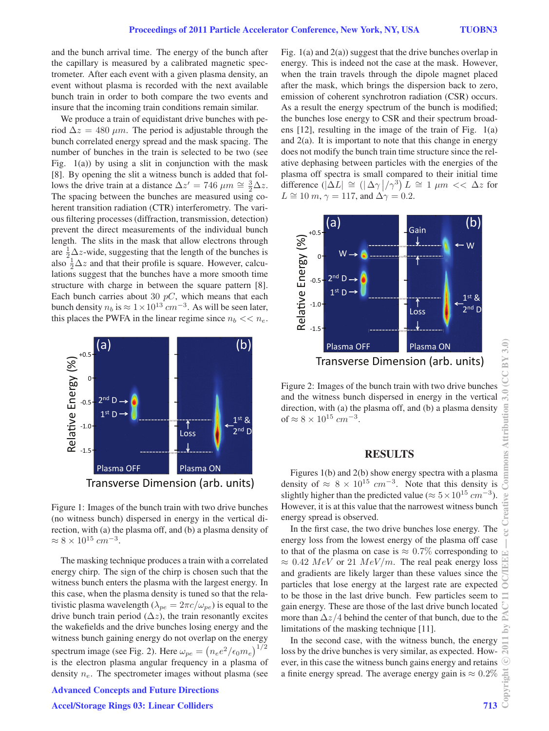and the bunch arrival time. The energy of the bunch after the capillary is measured by a calibrated magnetic spectrometer. After each event with a given plasma density, an event without plasma is recorded with the next available bunch train in order to both compare the two events and insure that the incoming train conditions remain similar.

We produce a train of equidistant drive bunches with period $\Delta z = 480\ \mu m$. The period is adjustable through the bunch correlated energy spread and the mask spacing. The number of bunches in the train is selected to be two (see Fig. 1(a)) by using a slit in conjunction with the mask [8]. By opening the slit a witness bunch is added that follows the drive train at a distance $\Delta z' = 746\ \mu m \cong \frac{3}{2}\Delta z$. The spacing between the bunches are measured using coherent transition radiation (CTR) interferometry. The various filtering processes (diffraction, transmission, detection) prevent the direct measurements of the individual bunch length. The slits in the mask that allow electrons through are $\frac{1}{2}\Delta z$-wide, suggesting that the length of the bunches is also $\frac{1}{2}\Delta z$ and that their profile is square. However, calculations suggest that the bunches have a more smooth time structure with charge in between the square pattern [8]. Each bunch carries about $30\ pC$, which means that each bunch density $n_b$ is $\approx 1\times10^{13}\ cm^{-3}$. As will be seen later, this places the PWFA in the linear regime since $n_b << n_e$.

Figure 1: Images of the bunch train with two drive bunches (no witness bunch) dispersed in energy in the vertical direction, with (a) the plasma off, and (b) a plasma density of $\approx 8\times10^{15}\ cm^{-3}$.

The masking technique produces a train with a correlated energy chirp. The sign of the chirp is chosen such that the witness bunch enters the plasma with the largest energy. In this case, when the plasma density is tuned so that the relativistic plasma wavelength ($\lambda_{pe} = 2\pi c/\omega_{pe}$) is equal to the drive bunch train period ($\Delta z$), the train resonantly excites the wakefields and the drive bunches losing energy and the witness bunch gaining energy do not overlap on the energy spectrum image (see Fig. 2). Here $\omega_{pe} = \left(n_e e^2/\epsilon_0 m_e\right)^{1/2}$ is the electron plasma angular frequency in a plasma of density $n_e$. The spectrometer images without plasma (see Fig. 1(a) and 2(a)) suggest that the drive bunches overlap in energy. This is indeed not the case at the mask. However, when the train travels through the dipole magnet placed after the mask, which brings the dispersion back to zero, emission of coherent synchrotron radiation (CSR) occurs. As a result the energy spectrum of the bunch is modified; the bunches lose energy to CSR and their spectrum broadens [12], resulting in the image of the train of Fig. 1(a) and 2(a). It is important to note that this change in energy does not modify the bunch train time structure since the relative dephasing between particles with the energies of the plasma off spectra is small compared to their initial time difference ($|\Delta L| \cong \left(|\Delta\gamma|/\gamma^3\right) L \cong 1\ \mu m << \Delta z$ for $L \cong 10\ m$, $\gamma = 117$, and $\Delta\gamma = 0.2$.

Figure 2: Images of the bunch train with two drive bunches and the witness bunch dispersed in energy in the vertical direction, with (a) the plasma off, and (b) a plasma density of $\approx 8\times10^{15}\ cm^{-3}$.

## RESULTS

Figures 1(b) and 2(b) show energy spectra with a plasma density of $\approx 8\times10^{15}\ cm^{-3}$. Note that this density is slightly higher than the predicted value ($\approx 5\times10^{15}\ cm^{-3}$). However, it is at this value that the narrowest witness bunch energy spread is observed.

In the first case, the two drive bunches lose energy. The energy loss from the lowest energy of the plasma off case to that of the plasma on case is $\approx 0.7\%$ corresponding to $\approx 0.42\ MeV$ or $21\ MeV/m$. The real peak energy loss and gradients are likely larger than these values since the particles that lose energy at the largest rate are expected to be those in the last drive bunch. Few particles seem to gain energy. These are those of the last drive bunch located more than $\Delta z/4$ behind the center of that bunch, due to the limitations of the masking technique [11].

In the second case, with the witness bunch, the energy loss by the drive bunches is very similar, as expected. However, in this case the witness bunch gains energy and retains a finite energy spread. The average energy gain is $\approx 0.2\%$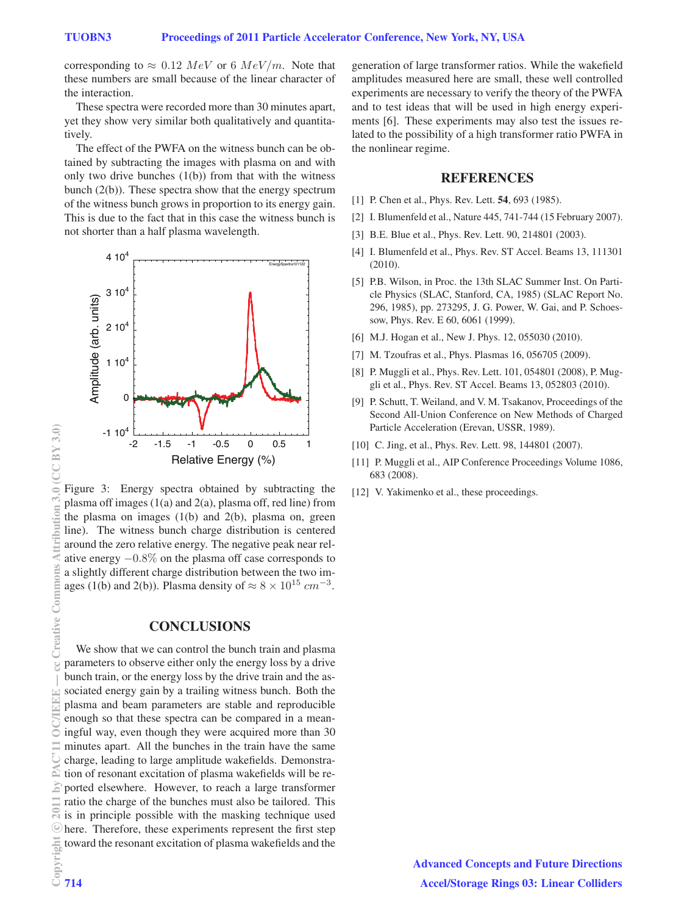corresponding to $\approx 0.12\ MeV$ or $6\ MeV/m$. Note that these numbers are small because of the linear character of the interaction.

These spectra were recorded more than 30 minutes apart, yet they show very similar both qualitatively and quantitatively.

The effect of the PWFA on the witness bunch can be obtained by subtracting the images with plasma on and with only two drive bunches (1(b)) from that with the witness bunch (2(b)). These spectra show that the energy spectrum of the witness bunch grows in proportion to its energy gain. This is due to the fact that in this case the witness bunch is not shorter than a half plasma wavelength.

EnergySpectra101122

Amplitude (arb. units)

4 10^4

3 10^4

2 10^4

1 10^4

0

-1 10^4

-2 -1.5 -1 -0.5 0 0.5 1

Relative Energy (%)

Figure 3: Energy spectra obtained by subtracting the plasma off images (1(a) and 2(a), plasma off, red line) from the plasma on images (1(b) and 2(b), plasma on, green line). The witness bunch charge distribution is centered around the zero relative energy. The negative peak near relative energy $-0.8\%$ on the plasma off case corresponds to a slightly different charge distribution between the two images (1(b) and 2(b)). Plasma density of $\approx 8 \times 10^{15}\ cm^{-3}$.

## CONCLUSIONS

We show that we can control the bunch train and plasma parameters to observe either only the energy loss by a drive bunch train, or the energy loss by the drive train and the associated energy gain by a trailing witness bunch. Both the plasma and beam parameters are stable and reproducible enough so that these spectra can be compared in a meaningful way, even though they were acquired more than 30 minutes apart. All the bunches in the train have the same charge, leading to large amplitude wakefields. Demonstration of resonant excitation of plasma wakefields will be reported elsewhere. However, to reach a large transformer ratio the charge of the bunches must also be tailored. This is in principle possible with the masking technique used here. Therefore, these experiments represent the first step toward the resonant excitation of plasma wakefields and the generation of large transformer ratios. While the wakefield amplitudes measured here are small, these well controlled experiments are necessary to verify the theory of the PWFA and to test ideas that will be used in high energy experiments [6]. These experiments may also test the issues related to the possibility of a high transformer ratio PWFA in the nonlinear regime.

## REFERENCES

[1] P. Chen et al., Phys. Rev. Lett. **54**, 693 (1985).

[2] I. Blumenfeld et al., Nature 445, 741-744 (15 February 2007).

[3] B.E. Blue et al., Phys. Rev. Lett. 90, 214801 (2003).

[4] I. Blumenfeld et al., Phys. Rev. ST Accel. Beams 13, 111301 (2010).

[5] P.B. Wilson, in Proc. the 13th SLAC Summer Inst. On Particle Physics (SLAC, Stanford, CA, 1985) (SLAC Report No. 296, 1985), pp. 273295, J. G. Power, W. Gai, and P. Schoessow, Phys. Rev. E 60, 6061 (1999).

[6] M.J. Hogan et al., New J. Phys. 12, 055030 (2010).

[7] M. Tzoufras et al., Phys. Plasmas 16, 056705 (2009).

[8] P. Muggli et al., Phys. Rev. Lett. 101, 054801 (2008), P. Muggli et al., Phys. Rev. ST Accel. Beams 13, 052803 (2010).

[9] P. Schutt, T. Weiland, and V. M. Tsakanov, Proceedings of the Second All-Union Conference on New Methods of Charged Particle Acceleration (Erevan, USSR, 1989).

[10] C. Jing, et al., Phys. Rev. Lett. 98, 144801 (2007).

[11] P. Muggli et al., AIP Conference Proceedings Volume 1086, 683 (2008).

[12] V. Yakimenko et al., these proceedings.